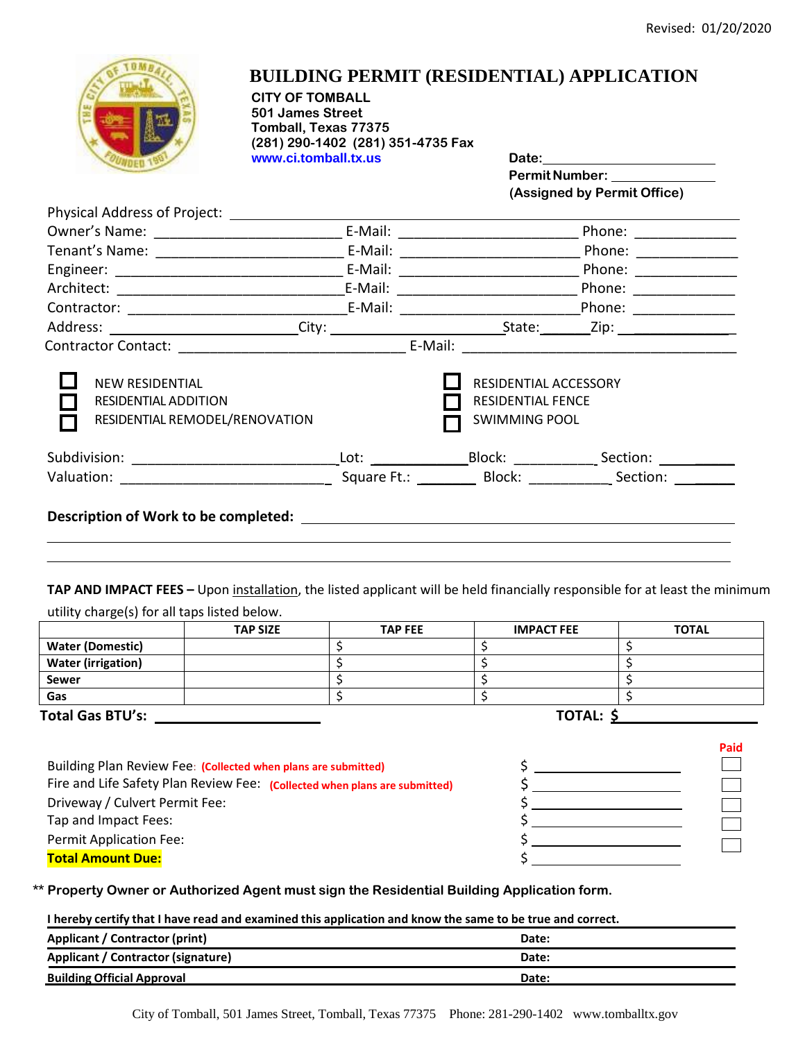Revised: 01/20/2020

# BUILDING PERMIT (RESIDENTIAL) APPLICATION

**CITY OF TOMBALL**
**501 James Street**
**Tomball, Texas 77375**
**(281) 290-1402 (281) 351-4735 Fax**
**www.ci.tomball.tx.us**

**Date:** ____________________
**Permit Number:** ____________
**(Assigned by Permit Office)**

Physical Address of Project: ______________________________________________

Owner's Name: ______________________ E-Mail: ____________________ Phone: ____________

Tenant's Name: ______________________ E-Mail: ____________________ Phone: ____________

Engineer: ______________________ E-Mail: ____________________ Phone: ____________

Architect: ______________________ E-Mail: ____________________ Phone: ____________

Contractor: ______________________ E-Mail: ____________________ Phone: ____________

Address: ____________________ City: ____________________ State: ______ Zip: ____________

Contractor Contact: __________________________ E-Mail: ______________________________

- ☐ NEW RESIDENTIAL
- ☐ RESIDENTIAL ADDITION
- ☐ RESIDENTIAL REMODEL/RENOVATION
- ☐ RESIDENTIAL ACCESSORY
- ☐ RESIDENTIAL FENCE
- ☐ SWIMMING POOL

Subdivision: ________________________ Lot: ____________ Block: __________ Section: __________

Valuation: ________________________ Square Ft.: ________ Block: __________ Section: __________

**Description of Work to be completed:** ______________________________________________

________________________________________________________________________________

________________________________________________________________________________

**TAP AND IMPACT FEES –** Upon installation, the listed applicant will be held financially responsible for at least the minimum utility charge(s) for all taps listed below.

| | TAP SIZE | TAP FEE | IMPACT FEE | TOTAL |
|---|---|---|---|---|
| **Water (Domestic)** | | $ | $ | $ |
| **Water (irrigation)** | | $ | $ | $ |
| **Sewer** | | $ | $ | $ |
| **Gas** | | $ | $ | $ |

**Total Gas BTU's:** ____________________ **TOTAL: $** ____________________

| | | Paid |
|---|---|---|
| Building Plan Review Fee: **(Collected when plans are submitted)** | $ ____________ | ☐ |
| Fire and Life Safety Plan Review Fee: **(Collected when plans are submitted)** | $ ____________ | ☐ |
| Driveway / Culvert Permit Fee: | $ ____________ | ☐ |
| Tap and Impact Fees: | $ ____________ | ☐ |
| Permit Application Fee: | $ ____________ | ☐ |
| **Total Amount Due:** | $ ____________ | |

** **Property Owner or Authorized Agent must sign the Residential Building Application form.**

**I hereby certify that I have read and examined this application and know the same to be true and correct.**

| | |
|---|---|
| **Applicant / Contractor (print)** | **Date:** |
| **Applicant / Contractor (signature)** | **Date:** |
| **Building Official Approval** | **Date:** |

City of Tomball, 501 James Street, Tomball, Texas 77375 Phone: 281-290-1402 www.tomballtx.gov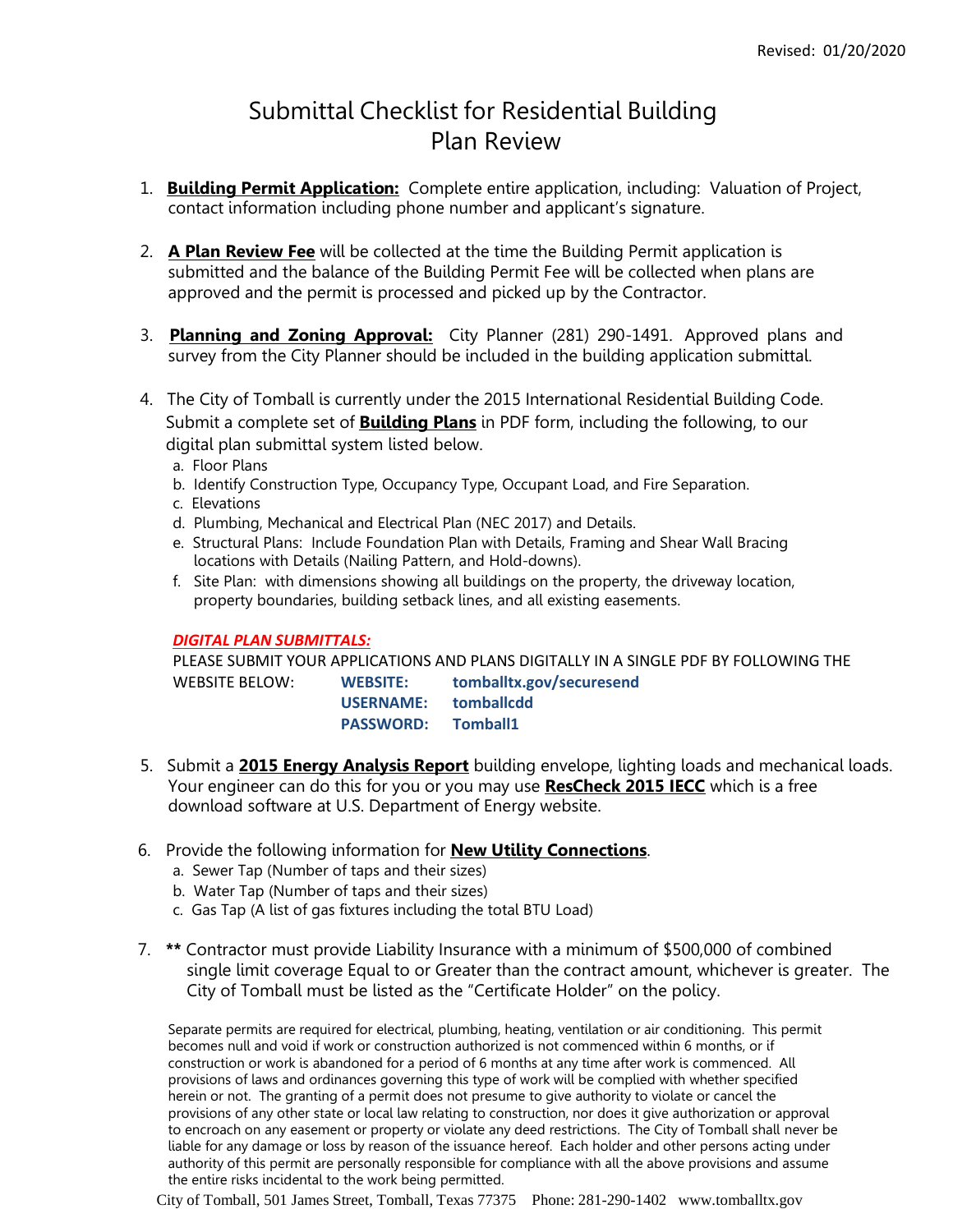Revised: 01/20/2020

# Submittal Checklist for Residential Building Plan Review

1. **Building Permit Application:** Complete entire application, including: Valuation of Project, contact information including phone number and applicant's signature.

2. **A Plan Review Fee** will be collected at the time the Building Permit application is submitted and the balance of the Building Permit Fee will be collected when plans are approved and the permit is processed and picked up by the Contractor.

3. **Planning and Zoning Approval:** City Planner (281) 290-1491. Approved plans and survey from the City Planner should be included in the building application submittal.

4. The City of Tomball is currently under the 2015 International Residential Building Code. Submit a complete set of **Building Plans** in PDF form, including the following, to our digital plan submittal system listed below.
   a. Floor Plans
   b. Identify Construction Type, Occupancy Type, Occupant Load, and Fire Separation.
   c. Elevations
   d. Plumbing, Mechanical and Electrical Plan (NEC 2017) and Details.
   e. Structural Plans: Include Foundation Plan with Details, Framing and Shear Wall Bracing locations with Details (Nailing Pattern, and Hold-downs).
   f. Site Plan: with dimensions showing all buildings on the property, the driveway location, property boundaries, building setback lines, and all existing easements.

   ***DIGITAL PLAN SUBMITTALS:***

   PLEASE SUBMIT YOUR APPLICATIONS AND PLANS DIGITALLY IN A SINGLE PDF BY FOLLOWING THE WEBSITE BELOW:
   **WEBSITE:** **tomballtx.gov/securesend**
   **USERNAME:** **tomballcdd**
   **PASSWORD:** **Tomball1**

5. Submit a **2015 Energy Analysis Report** building envelope, lighting loads and mechanical loads. Your engineer can do this for you or you may use **ResCheck 2015 IECC** which is a free download software at U.S. Department of Energy website.

6. Provide the following information for **New Utility Connections**.
   a. Sewer Tap (Number of taps and their sizes)
   b. Water Tap (Number of taps and their sizes)
   c. Gas Tap (A list of gas fixtures including the total BTU Load)

7. **\*\*** Contractor must provide Liability Insurance with a minimum of $500,000 of combined single limit coverage Equal to or Greater than the contract amount, whichever is greater. The City of Tomball must be listed as the "Certificate Holder" on the policy.

Separate permits are required for electrical, plumbing, heating, ventilation or air conditioning. This permit becomes null and void if work or construction authorized is not commenced within 6 months, or if construction or work is abandoned for a period of 6 months at any time after work is commenced. All provisions of laws and ordinances governing this type of work will be complied with whether specified herein or not. The granting of a permit does not presume to give authority to violate or cancel the provisions of any other state or local law relating to construction, nor does it give authorization or approval to encroach on any easement or property or violate any deed restrictions. The City of Tomball shall never be liable for any damage or loss by reason of the issuance hereof. Each holder and other persons acting under authority of this permit are personally responsible for compliance with all the above provisions and assume the entire risks incidental to the work being permitted.

City of Tomball, 501 James Street, Tomball, Texas 77375 Phone: 281-290-1402 www.tomballtx.gov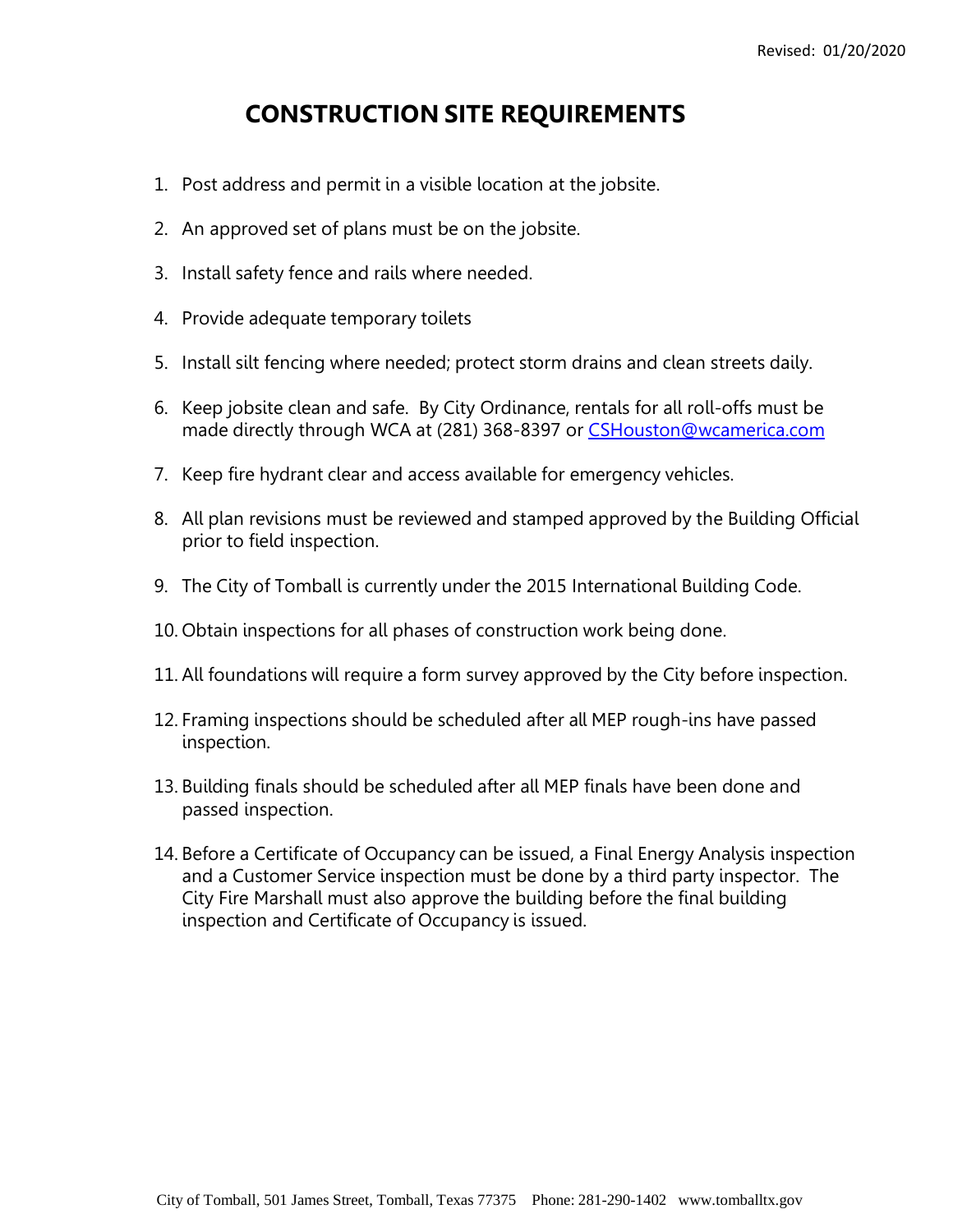Revised: 01/20/2020

# CONSTRUCTION SITE REQUIREMENTS

1. Post address and permit in a visible location at the jobsite.
2. An approved set of plans must be on the jobsite.
3. Install safety fence and rails where needed.
4. Provide adequate temporary toilets
5. Install silt fencing where needed; protect storm drains and clean streets daily.
6. Keep jobsite clean and safe. By City Ordinance, rentals for all roll-offs must be made directly through WCA at (281) 368-8397 or CSHouston@wcamerica.com
7. Keep fire hydrant clear and access available for emergency vehicles.
8. All plan revisions must be reviewed and stamped approved by the Building Official prior to field inspection.
9. The City of Tomball is currently under the 2015 International Building Code.
10. Obtain inspections for all phases of construction work being done.
11. All foundations will require a form survey approved by the City before inspection.
12. Framing inspections should be scheduled after all MEP rough-ins have passed inspection.
13. Building finals should be scheduled after all MEP finals have been done and passed inspection.
14. Before a Certificate of Occupancy can be issued, a Final Energy Analysis inspection and a Customer Service inspection must be done by a third party inspector. The City Fire Marshall must also approve the building before the final building inspection and Certificate of Occupancy is issued.

City of Tomball, 501 James Street, Tomball, Texas 77375 Phone: 281-290-1402 www.tomballtx.gov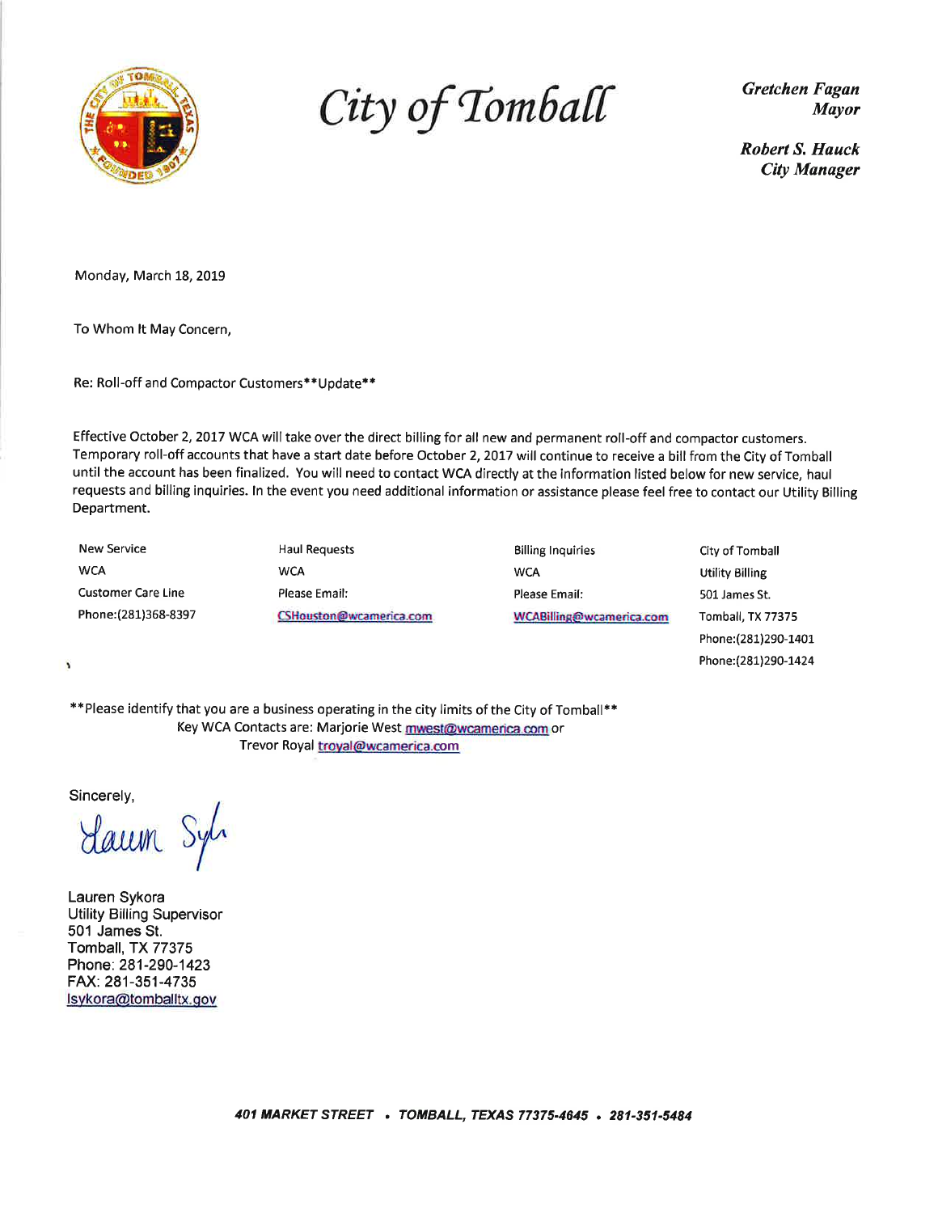# City of Tomball

*Gretchen Fagan*
*Mayor*

*Robert S. Hauck*
*City Manager*

Monday, March 18, 2019

To Whom It May Concern,

Re: Roll-off and Compactor Customers**Update**

Effective October 2, 2017 WCA will take over the direct billing for all new and permanent roll-off and compactor customers. Temporary roll-off accounts that have a start date before October 2, 2017 will continue to receive a bill from the City of Tomball until the account has been finalized. You will need to contact WCA directly at the information listed below for new service, haul requests and billing inquiries. In the event you need additional information or assistance please feel free to contact our Utility Billing Department.

| New Service | Haul Requests | Billing Inquiries | City of Tomball |
|---|---|---|---|
| WCA | WCA | WCA | Utility Billing |
| Customer Care Line | Please Email: | Please Email: | 501 James St. |
| Phone:(281)368-8397 | CSHouston@wcamerica.com | WCABilling@wcamerica.com | Tomball, TX 77375 |
| | | | Phone:(281)290-1401 |
| | | | Phone:(281)290-1424 |

**Please identify that you are a business operating in the city limits of the City of Tomball**
Key WCA Contacts are: Marjorie West mwest@wcamerica.com or
Trevor Royal troyal@wcamerica.com

Sincerely,

Lauren Sykora
Utility Billing Supervisor
501 James St.
Tomball, TX 77375
Phone: 281-290-1423
FAX: 281-351-4735
lsykora@tomballtx.gov

**401 MARKET STREET • TOMBALL, TEXAS 77375-4645 • 281-351-5484**